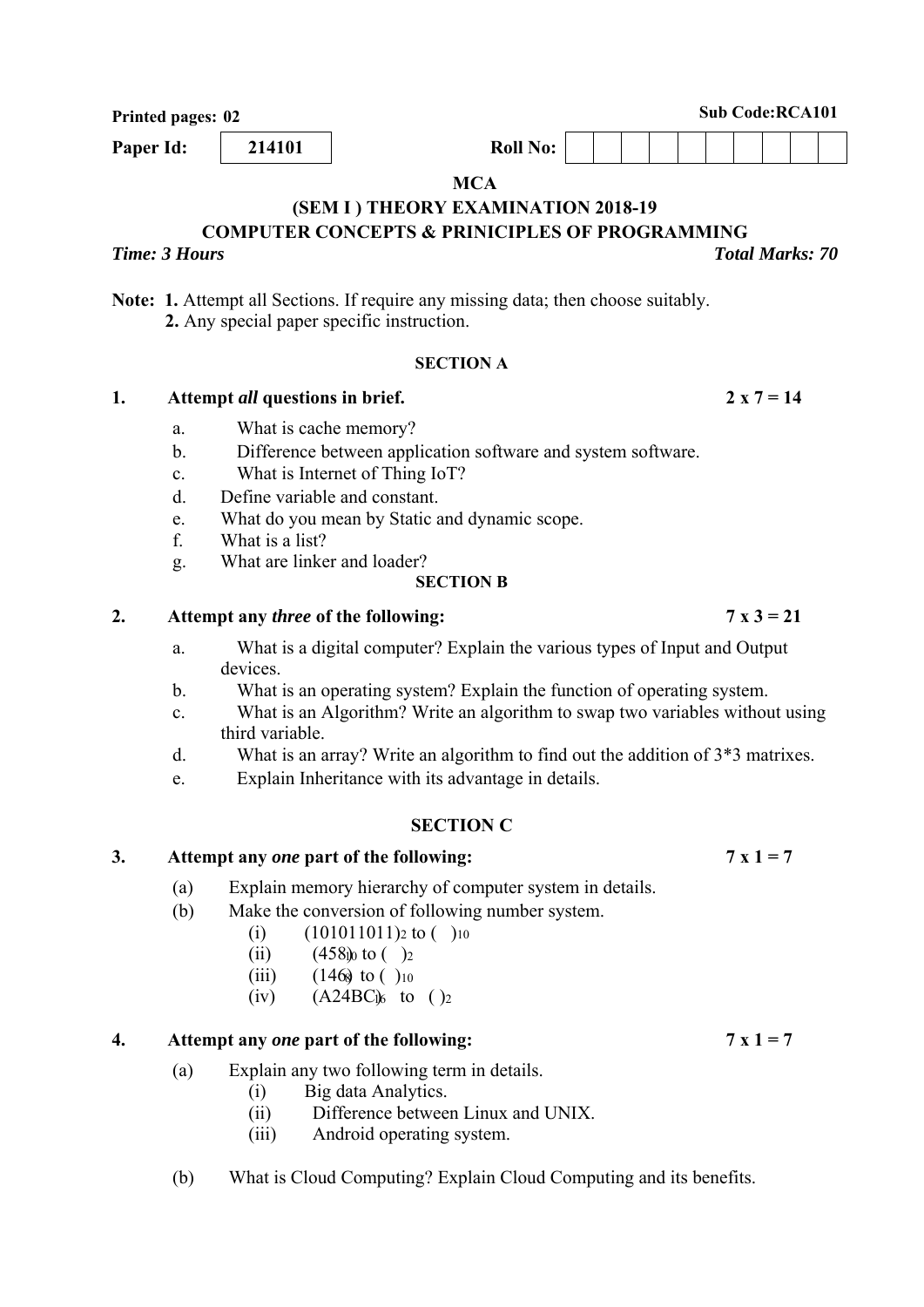**Printed pages: 02** **Sub Code:RCA101**

**Paper Id:** 214101 **Roll No:**

# MCA

## (SEM I ) THEORY EXAMINATION 2018-19

## COMPUTER CONCEPTS & PRINICIPLES OF PROGRAMMING

***Time: 3 Hours*** ***Total Marks: 70***

**Note:** **1.** Attempt all Sections. If require any missing data; then choose suitably.
**2.** Any special paper specific instruction.

### SECTION A

**1. Attempt *all* questions in brief.** **2 x 7 = 14**

a. What is cache memory?
b. Difference between application software and system software.
c. What is Internet of Thing IoT?
d. Define variable and constant.
e. What do you mean by Static and dynamic scope.
f. What is a list?
g. What are linker and loader?

### SECTION B

**2. Attempt any *three* of the following:** **7 x 3 = 21**

a. What is a digital computer? Explain the various types of Input and Output devices.
b. What is an operating system? Explain the function of operating system.
c. What is an Algorithm? Write an algorithm to swap two variables without using third variable.
d. What is an array? Write an algorithm to find out the addition of 3*3 matrixes.
e. Explain Inheritance with its advantage in details.

### SECTION C

**3. Attempt any *one* part of the following:** **7 x 1 = 7**

(a) Explain memory hierarchy of computer system in details.
(b) Make the conversion of following number system.
 (i) $(101011011)_2$ to $(\ )_{10}$
 (ii) $(458)_{10}$ to $(\ )_2$
 (iii) $(146)_8$ to $(\ )_{10}$
 (iv) $(A24BC)_{16}$ to $(\ )_2$

**4. Attempt any *one* part of the following:** **7 x 1 = 7**

(a) Explain any two following term in details.
 (i) Big data Analytics.
 (ii) Difference between Linux and UNIX.
 (iii) Android operating system.

(b) What is Cloud Computing? Explain Cloud Computing and its benefits.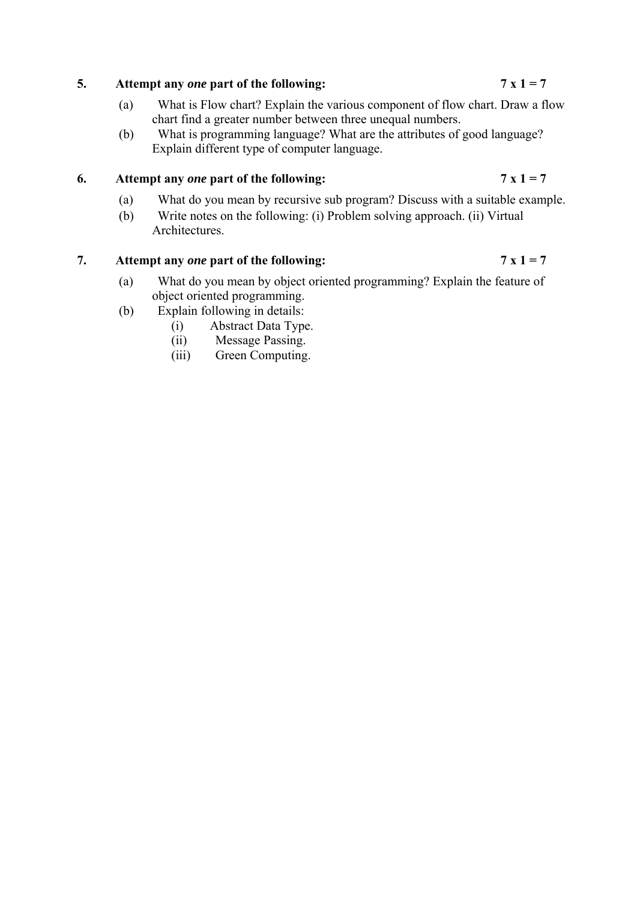**5. Attempt any *one* part of the following: 7 x 1 = 7**

(a) What is Flow chart? Explain the various component of flow chart. Draw a flow chart find a greater number between three unequal numbers.

(b) What is programming language? What are the attributes of good language? Explain different type of computer language.

**6. Attempt any *one* part of the following: 7 x 1 = 7**

(a) What do you mean by recursive sub program? Discuss with a suitable example.

(b) Write notes on the following: (i) Problem solving approach. (ii) Virtual Architectures.

**7. Attempt any *one* part of the following: 7 x 1 = 7**

(a) What do you mean by object oriented programming? Explain the feature of object oriented programming.

(b) Explain following in details:

- (i) Abstract Data Type.
- (ii) Message Passing.
- (iii) Green Computing.